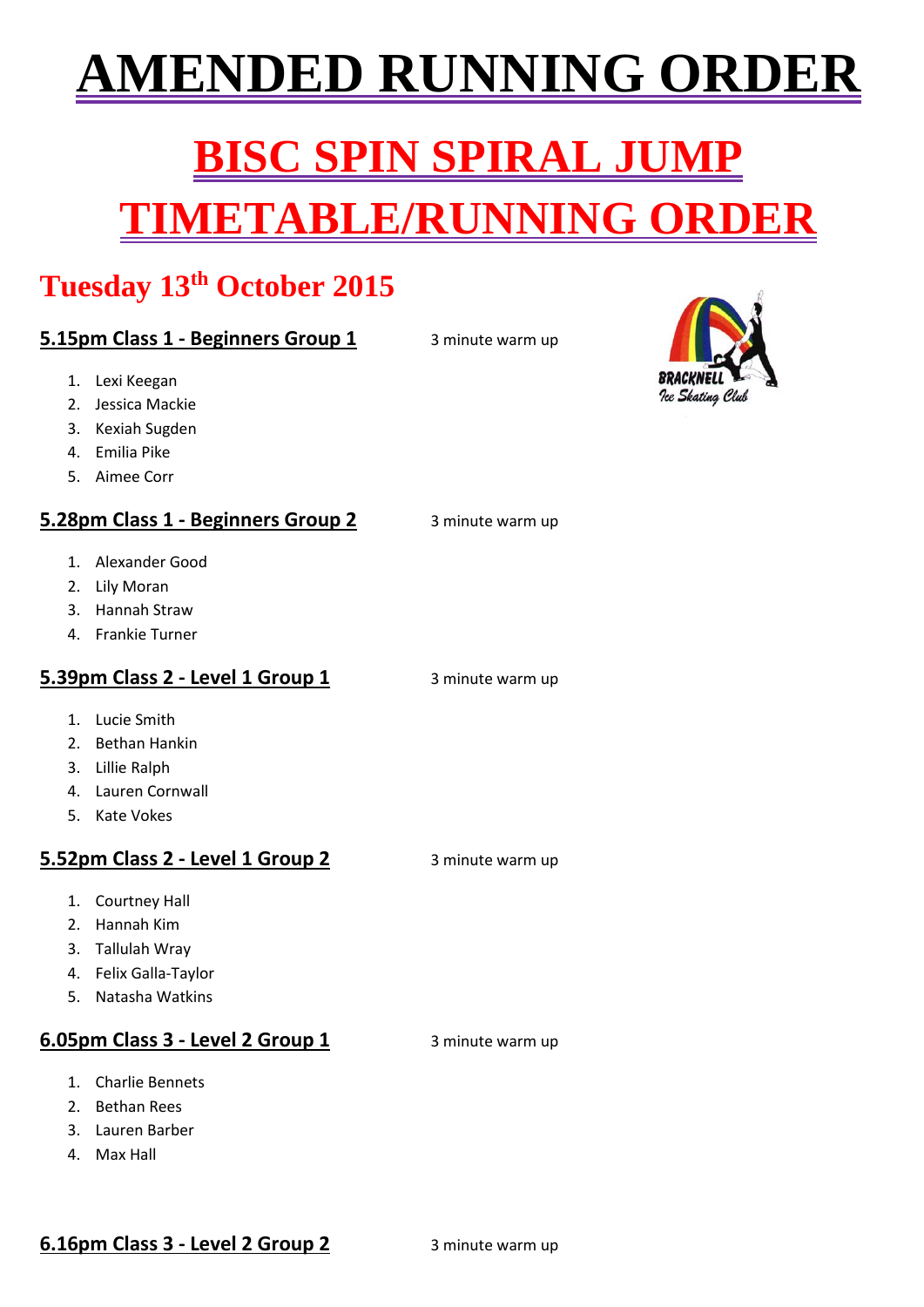# AMENDED RUNNING ORDER

# BISC SPIN SPIRAL JUMP TIMETABLE/RUNNING ORDER

## Tuesday 13th October 2015

### 5.15pm Class 1 - Beginners Group 1

3 minute warm up

1. Lexi Keegan
2. Jessica Mackie
3. Kexiah Sugden
4. Emilia Pike
5. Aimee Corr

### 5.28pm Class 1 - Beginners Group 2

3 minute warm up

1. Alexander Good
2. Lily Moran
3. Hannah Straw
4. Frankie Turner

### 5.39pm Class 2 - Level 1 Group 1

3 minute warm up

1. Lucie Smith
2. Bethan Hankin
3. Lillie Ralph
4. Lauren Cornwall
5. Kate Vokes

### 5.52pm Class 2 - Level 1 Group 2

3 minute warm up

1. Courtney Hall
2. Hannah Kim
3. Tallulah Wray
4. Felix Galla-Taylor
5. Natasha Watkins

### 6.05pm Class 3 - Level 2 Group 1

3 minute warm up

1. Charlie Bennets
2. Bethan Rees
3. Lauren Barber
4. Max Hall

### 6.16pm Class 3 - Level 2 Group 2

3 minute warm up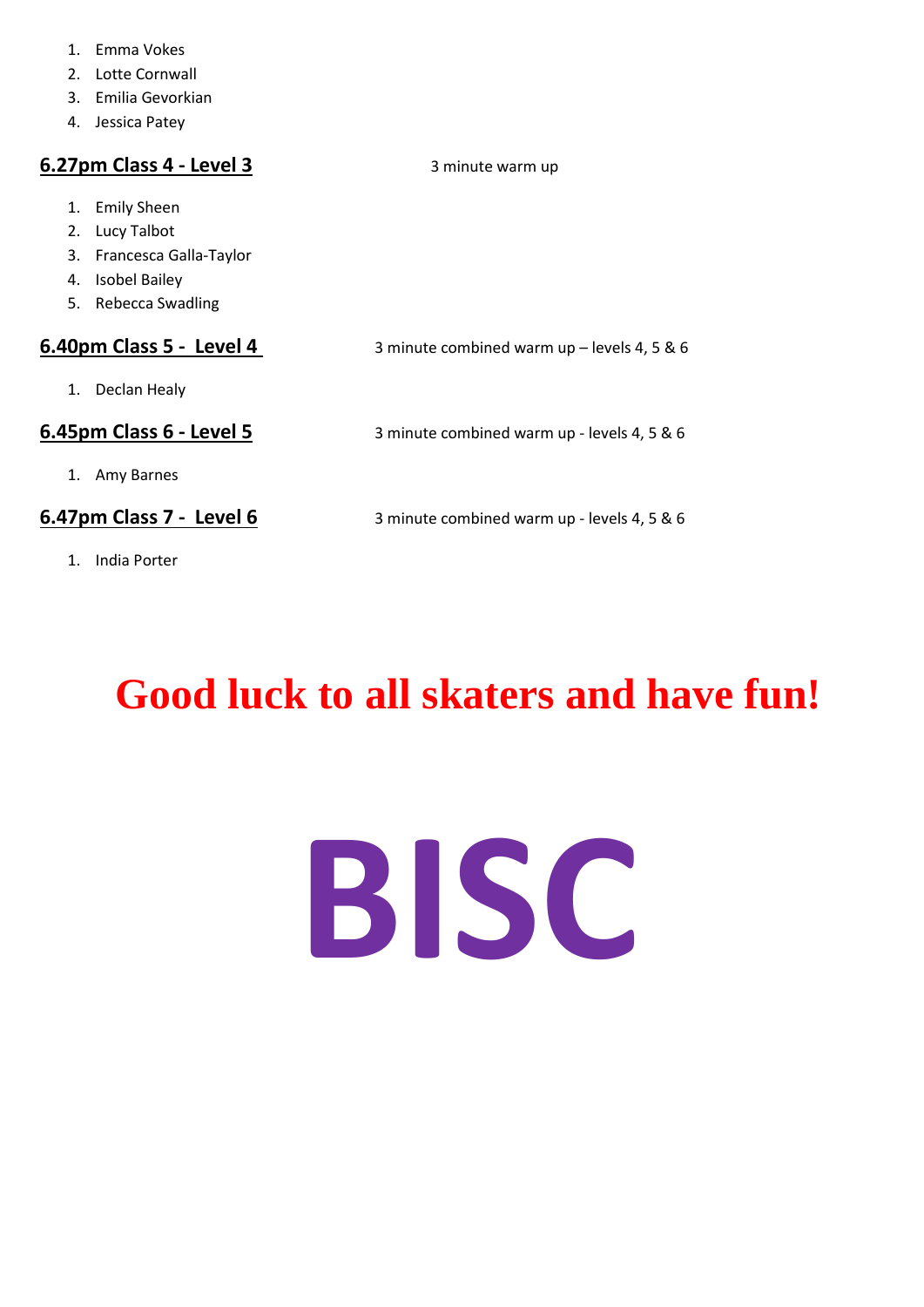1. Emma Vokes
2. Lotte Cornwall
3. Emilia Gevorkian
4. Jessica Patey

**6.27pm Class 4 - Level 3** 3 minute warm up

1. Emily Sheen
2. Lucy Talbot
3. Francesca Galla-Taylor
4. Isobel Bailey
5. Rebecca Swadling

**6.40pm Class 5 - Level 4** 3 minute combined warm up – levels 4, 5 & 6

1. Declan Healy

**6.45pm Class 6 - Level 5** 3 minute combined warm up - levels 4, 5 & 6

1. Amy Barnes

**6.47pm Class 7 - Level 6** 3 minute combined warm up - levels 4, 5 & 6

1. India Porter

# Good luck to all skaters and have fun!

# BISC